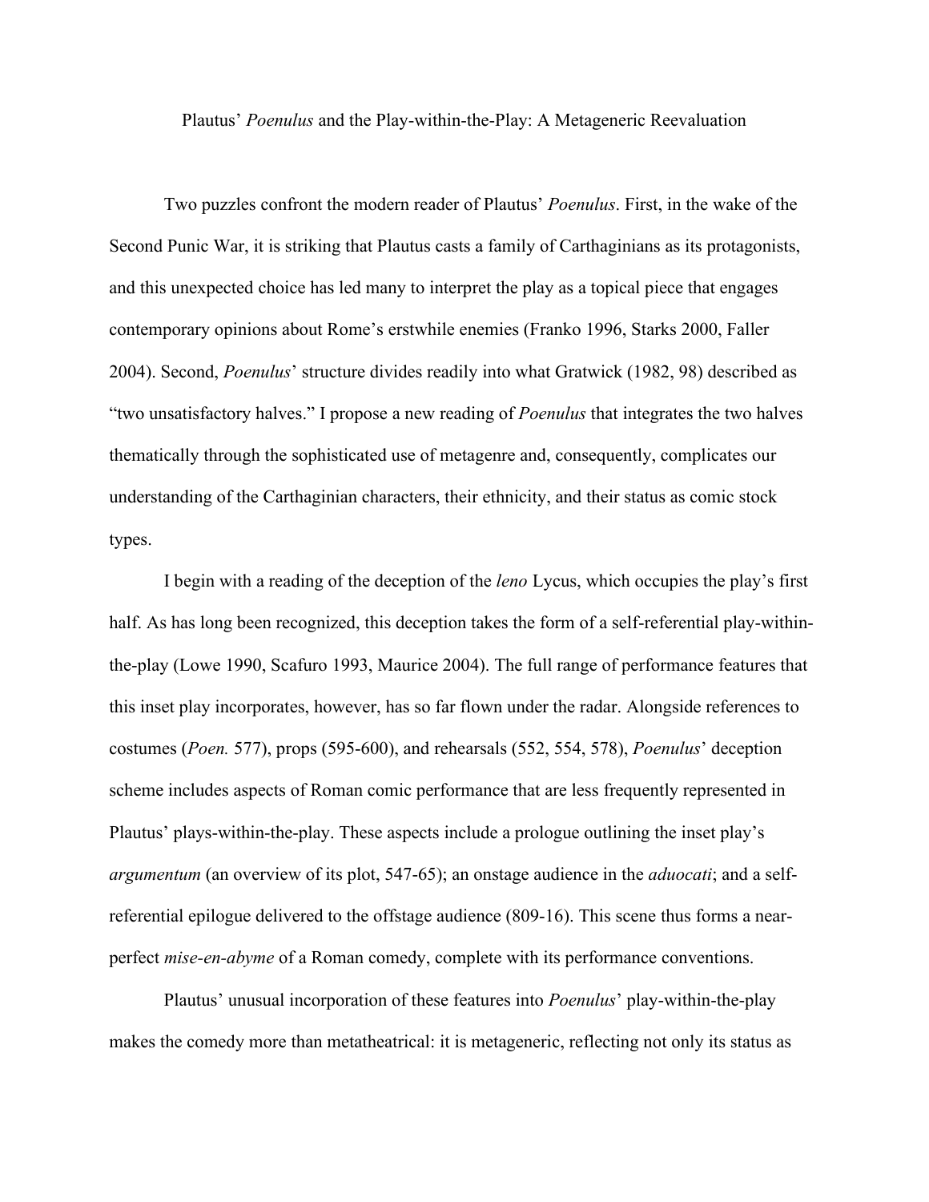# Plautus' *Poenulus* and the Play-within-the-Play: A Metageneric Reevaluation

Two puzzles confront the modern reader of Plautus' *Poenulus*. First, in the wake of the Second Punic War, it is striking that Plautus casts a family of Carthaginians as its protagonists, and this unexpected choice has led many to interpret the play as a topical piece that engages contemporary opinions about Rome's erstwhile enemies (Franko 1996, Starks 2000, Faller 2004). Second, *Poenulus*' structure divides readily into what Gratwick (1982, 98) described as "two unsatisfactory halves." I propose a new reading of *Poenulus* that integrates the two halves thematically through the sophisticated use of metagenre and, consequently, complicates our understanding of the Carthaginian characters, their ethnicity, and their status as comic stock types.

I begin with a reading of the deception of the *leno* Lycus, which occupies the play's first half. As has long been recognized, this deception takes the form of a self-referential play-within-the-play (Lowe 1990, Scafuro 1993, Maurice 2004). The full range of performance features that this inset play incorporates, however, has so far flown under the radar. Alongside references to costumes (*Poen.* 577), props (595-600), and rehearsals (552, 554, 578), *Poenulus*' deception scheme includes aspects of Roman comic performance that are less frequently represented in Plautus' plays-within-the-play. These aspects include a prologue outlining the inset play's *argumentum* (an overview of its plot, 547-65); an onstage audience in the *aduocati*; and a self-referential epilogue delivered to the offstage audience (809-16). This scene thus forms a near-perfect *mise-en-abyme* of a Roman comedy, complete with its performance conventions.

Plautus' unusual incorporation of these features into *Poenulus*' play-within-the-play makes the comedy more than metatheatrical: it is metageneric, reflecting not only its status as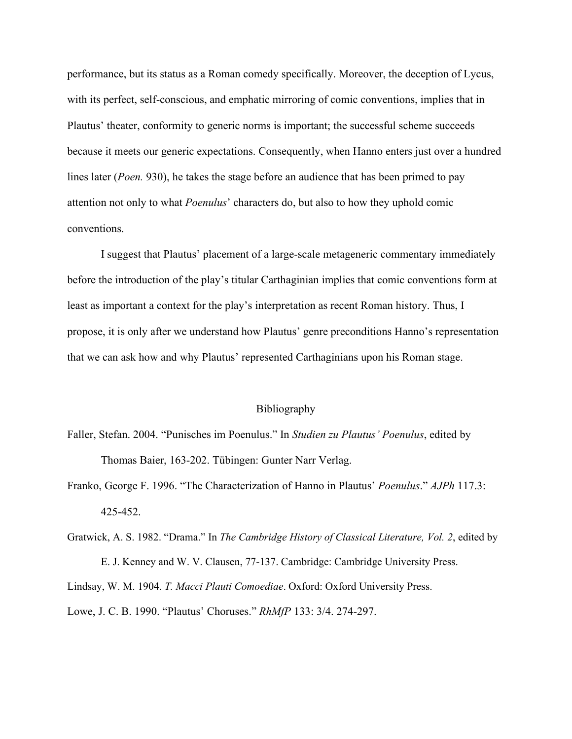performance, but its status as a Roman comedy specifically. Moreover, the deception of Lycus, with its perfect, self-conscious, and emphatic mirroring of comic conventions, implies that in Plautus' theater, conformity to generic norms is important; the successful scheme succeeds because it meets our generic expectations. Consequently, when Hanno enters just over a hundred lines later (*Poen.* 930), he takes the stage before an audience that has been primed to pay attention not only to what *Poenulus*' characters do, but also to how they uphold comic conventions.

I suggest that Plautus' placement of a large-scale metageneric commentary immediately before the introduction of the play's titular Carthaginian implies that comic conventions form at least as important a context for the play's interpretation as recent Roman history. Thus, I propose, it is only after we understand how Plautus' genre preconditions Hanno's representation that we can ask how and why Plautus' represented Carthaginians upon his Roman stage.

## Bibliography

Faller, Stefan. 2004. "Punisches im Poenulus." In *Studien zu Plautus' Poenulus*, edited by Thomas Baier, 163-202. Tübingen: Gunter Narr Verlag.

Franko, George F. 1996. "The Characterization of Hanno in Plautus' *Poenulus*." *AJPh* 117.3: 425-452.

Gratwick, A. S. 1982. "Drama." In *The Cambridge History of Classical Literature, Vol. 2*, edited by E. J. Kenney and W. V. Clausen, 77-137. Cambridge: Cambridge University Press.

Lindsay, W. M. 1904. *T. Macci Plauti Comoediae*. Oxford: Oxford University Press.

Lowe, J. C. B. 1990. "Plautus' Choruses." *RhMfP* 133: 3/4. 274-297.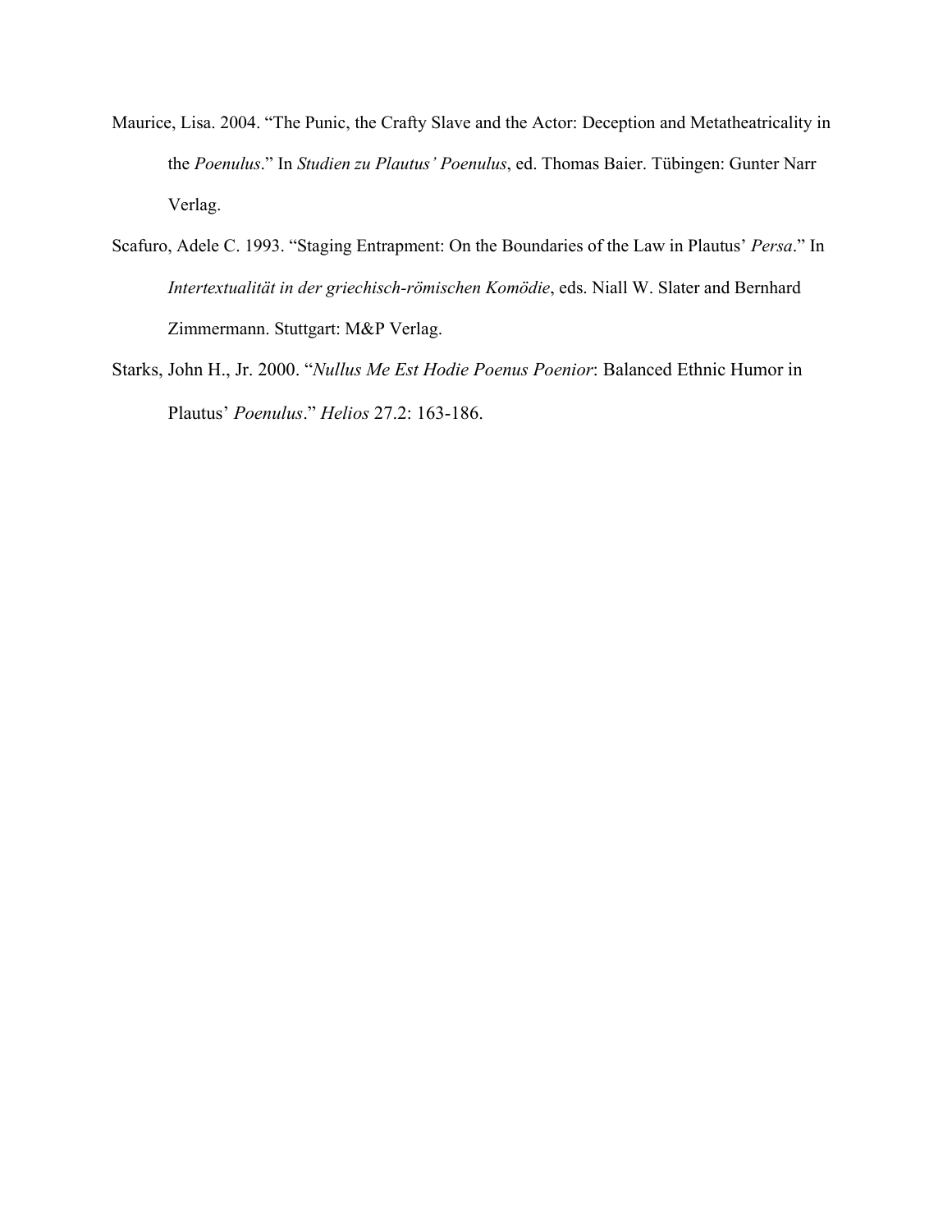Maurice, Lisa. 2004. "The Punic, the Crafty Slave and the Actor: Deception and Metatheatricality in the *Poenulus*." In *Studien zu Plautus' Poenulus*, ed. Thomas Baier. Tübingen: Gunter Narr Verlag.

Scafuro, Adele C. 1993. "Staging Entrapment: On the Boundaries of the Law in Plautus' *Persa*." In *Intertextualität in der griechisch-römischen Komödie*, eds. Niall W. Slater and Bernhard Zimmermann. Stuttgart: M&P Verlag.

Starks, John H., Jr. 2000. "*Nullus Me Est Hodie Poenus Poenior*: Balanced Ethnic Humor in Plautus' *Poenulus*." *Helios* 27.2: 163-186.